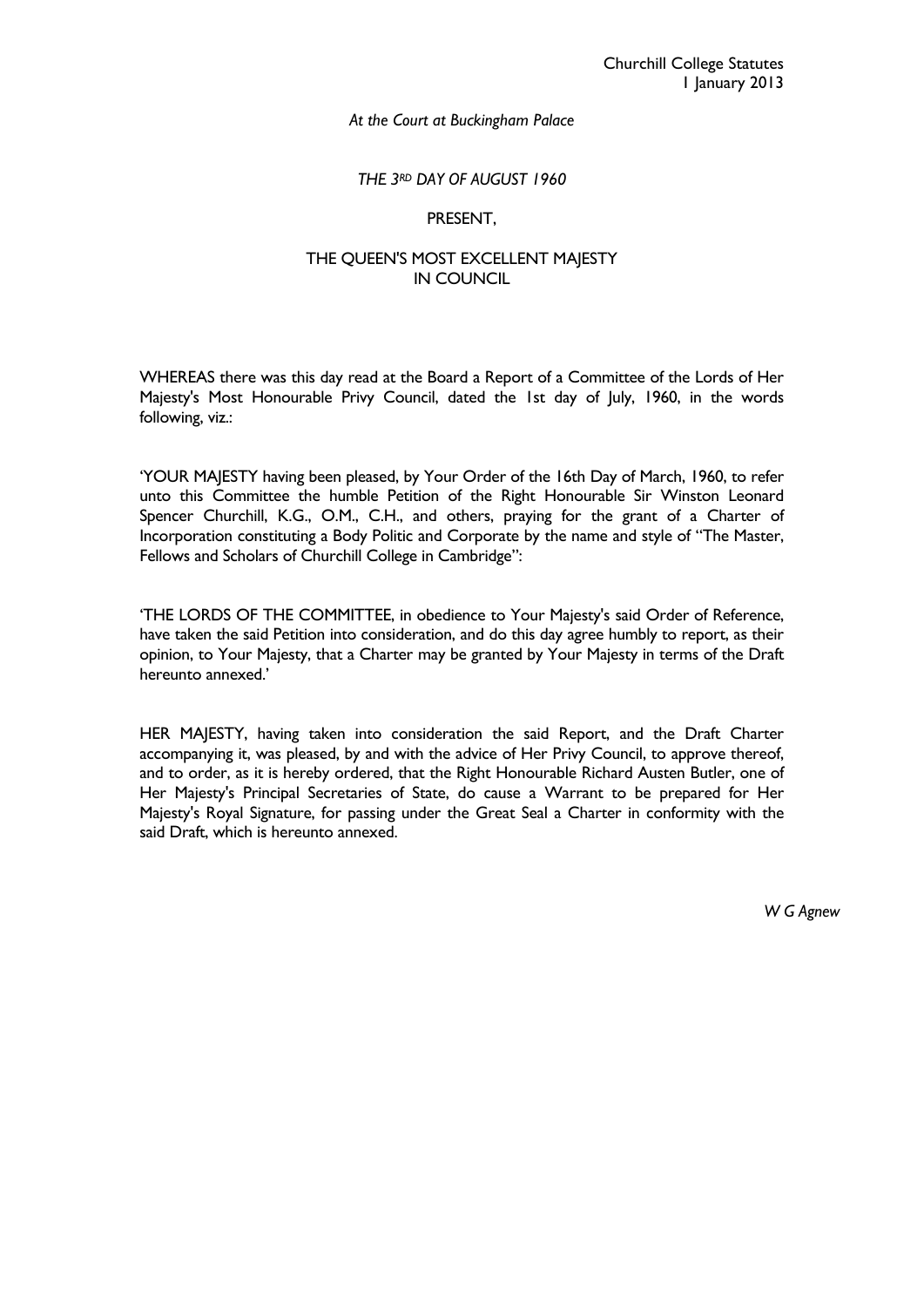*At the Court at Buckingham Palace*

*THE 3RD DAY OF AUGUST 1960*

PRESENT,

THE QUEEN'S MOST EXCELLENT MAJESTY
IN COUNCIL

WHEREAS there was this day read at the Board a Report of a Committee of the Lords of Her Majesty's Most Honourable Privy Council, dated the 1st day of July, 1960, in the words following, viz.:

'YOUR MAJESTY having been pleased, by Your Order of the 16th Day of March, 1960, to refer unto this Committee the humble Petition of the Right Honourable Sir Winston Leonard Spencer Churchill, K.G., O.M., C.H., and others, praying for the grant of a Charter of Incorporation constituting a Body Politic and Corporate by the name and style of "The Master, Fellows and Scholars of Churchill College in Cambridge":

'THE LORDS OF THE COMMITTEE, in obedience to Your Majesty's said Order of Reference, have taken the said Petition into consideration, and do this day agree humbly to report, as their opinion, to Your Majesty, that a Charter may be granted by Your Majesty in terms of the Draft hereunto annexed.'

HER MAJESTY, having taken into consideration the said Report, and the Draft Charter accompanying it, was pleased, by and with the advice of Her Privy Council, to approve thereof, and to order, as it is hereby ordered, that the Right Honourable Richard Austen Butler, one of Her Majesty's Principal Secretaries of State, do cause a Warrant to be prepared for Her Majesty's Royal Signature, for passing under the Great Seal a Charter in conformity with the said Draft, which is hereunto annexed.

*W G Agnew*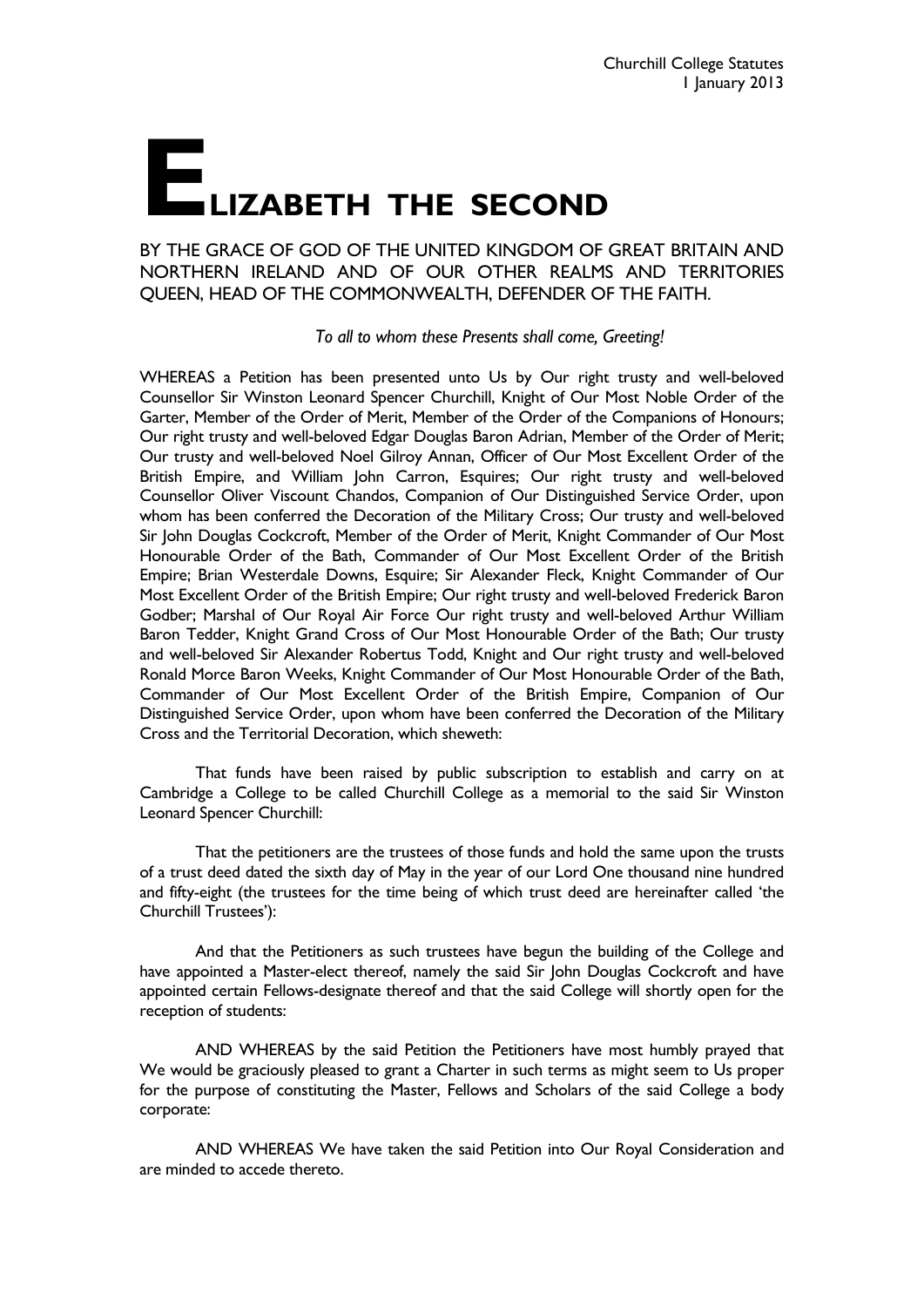# ELIZABETH THE SECOND

BY THE GRACE OF GOD OF THE UNITED KINGDOM OF GREAT BRITAIN AND NORTHERN IRELAND AND OF OUR OTHER REALMS AND TERRITORIES QUEEN, HEAD OF THE COMMONWEALTH, DEFENDER OF THE FAITH.

*To all to whom these Presents shall come, Greeting!*

WHEREAS a Petition has been presented unto Us by Our right trusty and well-beloved Counsellor Sir Winston Leonard Spencer Churchill, Knight of Our Most Noble Order of the Garter, Member of the Order of Merit, Member of the Order of the Companions of Honours; Our right trusty and well-beloved Edgar Douglas Baron Adrian, Member of the Order of Merit; Our trusty and well-beloved Noel Gilroy Annan, Officer of Our Most Excellent Order of the British Empire, and William John Carron, Esquires; Our right trusty and well-beloved Counsellor Oliver Viscount Chandos, Companion of Our Distinguished Service Order, upon whom has been conferred the Decoration of the Military Cross; Our trusty and well-beloved Sir John Douglas Cockcroft, Member of the Order of Merit, Knight Commander of Our Most Honourable Order of the Bath, Commander of Our Most Excellent Order of the British Empire; Brian Westerdale Downs, Esquire; Sir Alexander Fleck, Knight Commander of Our Most Excellent Order of the British Empire; Our right trusty and well-beloved Frederick Baron Godber; Marshal of Our Royal Air Force Our right trusty and well-beloved Arthur William Baron Tedder, Knight Grand Cross of Our Most Honourable Order of the Bath; Our trusty and well-beloved Sir Alexander Robertus Todd, Knight and Our right trusty and well-beloved Ronald Morce Baron Weeks, Knight Commander of Our Most Honourable Order of the Bath, Commander of Our Most Excellent Order of the British Empire, Companion of Our Distinguished Service Order, upon whom have been conferred the Decoration of the Military Cross and the Territorial Decoration, which sheweth:

That funds have been raised by public subscription to establish and carry on at Cambridge a College to be called Churchill College as a memorial to the said Sir Winston Leonard Spencer Churchill:

That the petitioners are the trustees of those funds and hold the same upon the trusts of a trust deed dated the sixth day of May in the year of our Lord One thousand nine hundred and fifty-eight (the trustees for the time being of which trust deed are hereinafter called 'the Churchill Trustees'):

And that the Petitioners as such trustees have begun the building of the College and have appointed a Master-elect thereof, namely the said Sir John Douglas Cockcroft and have appointed certain Fellows-designate thereof and that the said College will shortly open for the reception of students:

AND WHEREAS by the said Petition the Petitioners have most humbly prayed that We would be graciously pleased to grant a Charter in such terms as might seem to Us proper for the purpose of constituting the Master, Fellows and Scholars of the said College a body corporate:

AND WHEREAS We have taken the said Petition into Our Royal Consideration and are minded to accede thereto.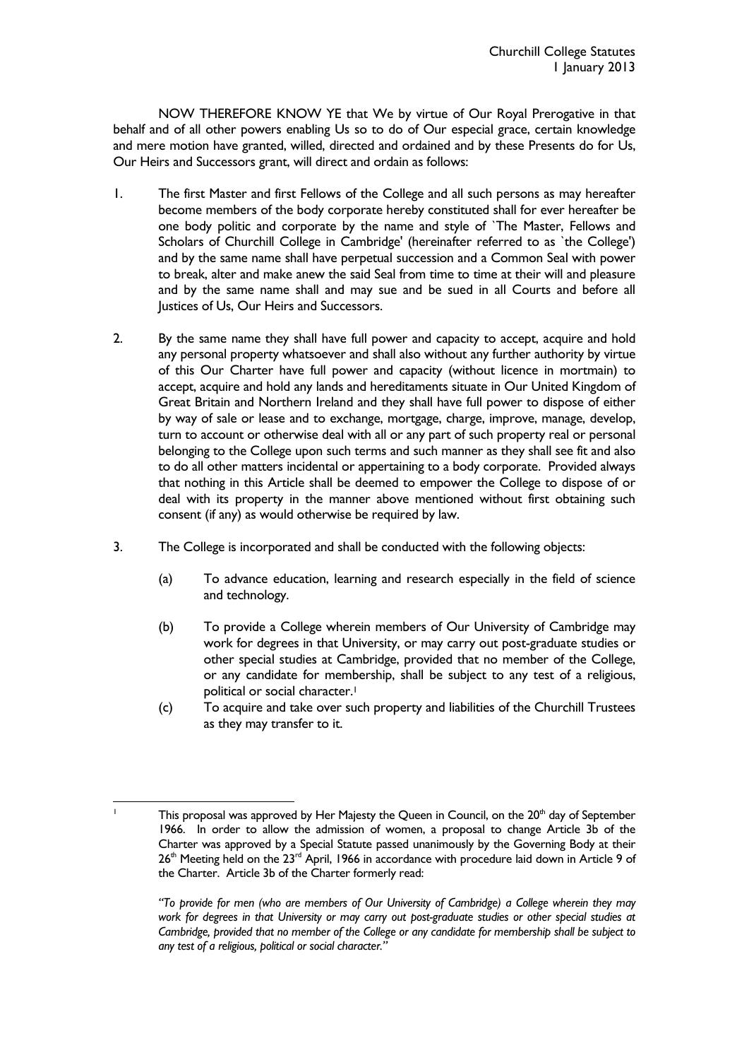NOW THEREFORE KNOW YE that We by virtue of Our Royal Prerogative in that behalf and of all other powers enabling Us so to do of Our especial grace, certain knowledge and mere motion have granted, willed, directed and ordained and by these Presents do for Us, Our Heirs and Successors grant, will direct and ordain as follows:

1. The first Master and first Fellows of the College and all such persons as may hereafter become members of the body corporate hereby constituted shall for ever hereafter be one body politic and corporate by the name and style of `The Master, Fellows and Scholars of Churchill College in Cambridge' (hereinafter referred to as `the College') and by the same name shall have perpetual succession and a Common Seal with power to break, alter and make anew the said Seal from time to time at their will and pleasure and by the same name shall and may sue and be sued in all Courts and before all Justices of Us, Our Heirs and Successors.

2. By the same name they shall have full power and capacity to accept, acquire and hold any personal property whatsoever and shall also without any further authority by virtue of this Our Charter have full power and capacity (without licence in mortmain) to accept, acquire and hold any lands and hereditaments situate in Our United Kingdom of Great Britain and Northern Ireland and they shall have full power to dispose of either by way of sale or lease and to exchange, mortgage, charge, improve, manage, develop, turn to account or otherwise deal with all or any part of such property real or personal belonging to the College upon such terms and such manner as they shall see fit and also to do all other matters incidental or appertaining to a body corporate. Provided always that nothing in this Article shall be deemed to empower the College to dispose of or deal with its property in the manner above mentioned without first obtaining such consent (if any) as would otherwise be required by law.

3. The College is incorporated and shall be conducted with the following objects:

   (a) To advance education, learning and research especially in the field of science and technology.

   (b) To provide a College wherein members of Our University of Cambridge may work for degrees in that University, or may carry out post-graduate studies or other special studies at Cambridge, provided that no member of the College, or any candidate for membership, shall be subject to any test of a religious, political or social character.[1]

   (c) To acquire and take over such property and liabilities of the Churchill Trustees as they may transfer to it.

---

[1] This proposal was approved by Her Majesty the Queen in Council, on the 20th day of September 1966. In order to allow the admission of women, a proposal to change Article 3b of the Charter was approved by a Special Statute passed unanimously by the Governing Body at their 26th Meeting held on the 23rd April, 1966 in accordance with procedure laid down in Article 9 of the Charter. Article 3b of the Charter formerly read:

*"To provide for men (who are members of Our University of Cambridge) a College wherein they may work for degrees in that University or may carry out post-graduate studies or other special studies at Cambridge, provided that no member of the College or any candidate for membership shall be subject to any test of a religious, political or social character."*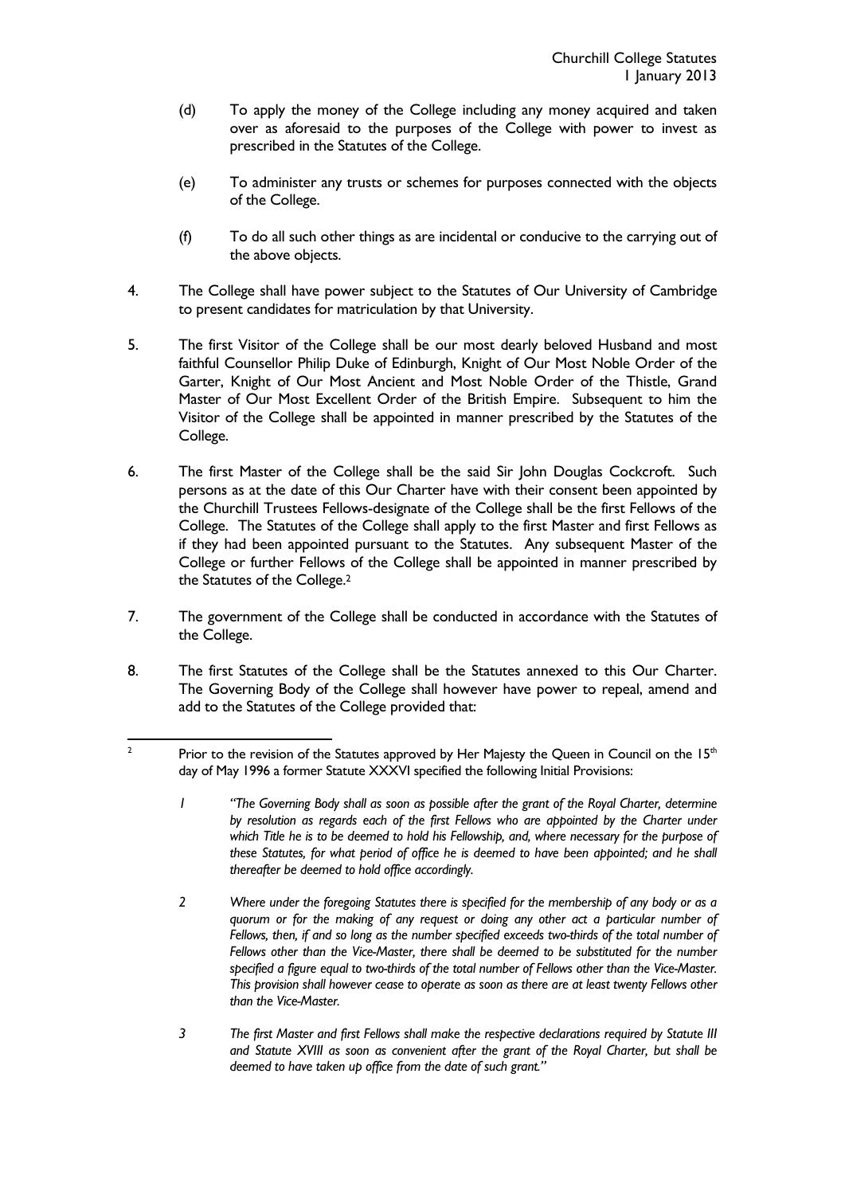(d) To apply the money of the College including any money acquired and taken over as aforesaid to the purposes of the College with power to invest as prescribed in the Statutes of the College.

(e) To administer any trusts or schemes for purposes connected with the objects of the College.

(f) To do all such other things as are incidental or conducive to the carrying out of the above objects.

4. The College shall have power subject to the Statutes of Our University of Cambridge to present candidates for matriculation by that University.

5. The first Visitor of the College shall be our most dearly beloved Husband and most faithful Counsellor Philip Duke of Edinburgh, Knight of Our Most Noble Order of the Garter, Knight of Our Most Ancient and Most Noble Order of the Thistle, Grand Master of Our Most Excellent Order of the British Empire. Subsequent to him the Visitor of the College shall be appointed in manner prescribed by the Statutes of the College.

6. The first Master of the College shall be the said Sir John Douglas Cockcroft. Such persons as at the date of this Our Charter have with their consent been appointed by the Churchill Trustees Fellows-designate of the College shall be the first Fellows of the College. The Statutes of the College shall apply to the first Master and first Fellows as if they had been appointed pursuant to the Statutes. Any subsequent Master of the College or further Fellows of the College shall be appointed in manner prescribed by the Statutes of the College.[2]

7. The government of the College shall be conducted in accordance with the Statutes of the College.

8. The first Statutes of the College shall be the Statutes annexed to this Our Charter. The Governing Body of the College shall however have power to repeal, amend and add to the Statutes of the College provided that:

---

[2] Prior to the revision of the Statutes approved by Her Majesty the Queen in Council on the 15th day of May 1996 a former Statute XXXVI specified the following Initial Provisions:

*1 "The Governing Body shall as soon as possible after the grant of the Royal Charter, determine by resolution as regards each of the first Fellows who are appointed by the Charter under which Title he is to be deemed to hold his Fellowship, and, where necessary for the purpose of these Statutes, for what period of office he is deemed to have been appointed; and he shall thereafter be deemed to hold office accordingly.*

*2 Where under the foregoing Statutes there is specified for the membership of any body or as a quorum or for the making of any request or doing any other act a particular number of Fellows, then, if and so long as the number specified exceeds two-thirds of the total number of Fellows other than the Vice-Master, there shall be deemed to be substituted for the number specified a figure equal to two-thirds of the total number of Fellows other than the Vice-Master. This provision shall however cease to operate as soon as there are at least twenty Fellows other than the Vice-Master.*

*3 The first Master and first Fellows shall make the respective declarations required by Statute III and Statute XVIII as soon as convenient after the grant of the Royal Charter, but shall be deemed to have taken up office from the date of such grant."*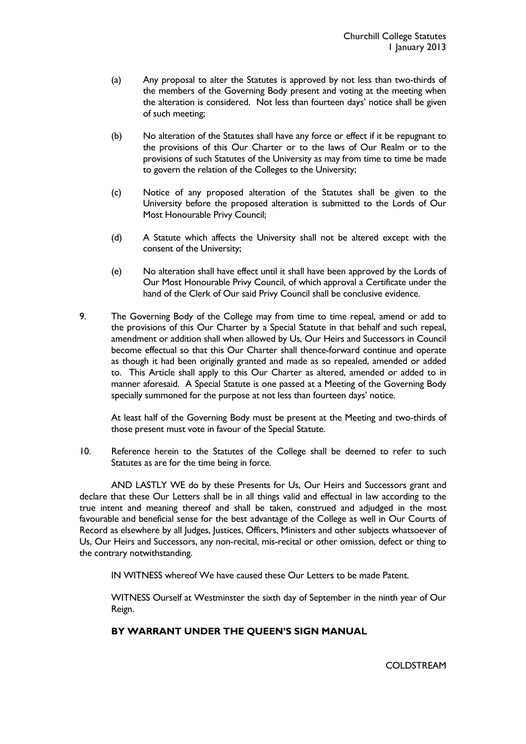(a) Any proposal to alter the Statutes is approved by not less than two-thirds of the members of the Governing Body present and voting at the meeting when the alteration is considered. Not less than fourteen days' notice shall be given of such meeting;

(b) No alteration of the Statutes shall have any force or effect if it be repugnant to the provisions of this Our Charter or to the laws of Our Realm or to the provisions of such Statutes of the University as may from time to time be made to govern the relation of the Colleges to the University;

(c) Notice of any proposed alteration of the Statutes shall be given to the University before the proposed alteration is submitted to the Lords of Our Most Honourable Privy Council;

(d) A Statute which affects the University shall not be altered except with the consent of the University;

(e) No alteration shall have effect until it shall have been approved by the Lords of Our Most Honourable Privy Council, of which approval a Certificate under the hand of the Clerk of Our said Privy Council shall be conclusive evidence.

9. The Governing Body of the College may from time to time repeal, amend or add to the provisions of this Our Charter by a Special Statute in that behalf and such repeal, amendment or addition shall when allowed by Us, Our Heirs and Successors in Council become effectual so that this Our Charter shall thence-forward continue and operate as though it had been originally granted and made as so repealed, amended or added to. This Article shall apply to this Our Charter as altered, amended or added to in manner aforesaid. A Special Statute is one passed at a Meeting of the Governing Body specially summoned for the purpose at not less than fourteen days' notice.

   At least half of the Governing Body must be present at the Meeting and two-thirds of those present must vote in favour of the Special Statute.

10. Reference herein to the Statutes of the College shall be deemed to refer to such Statutes as are for the time being in force.

AND LASTLY WE do by these Presents for Us, Our Heirs and Successors grant and declare that these Our Letters shall be in all things valid and effectual in law according to the true intent and meaning thereof and shall be taken, construed and adjudged in the most favourable and beneficial sense for the best advantage of the College as well in Our Courts of Record as elsewhere by all Judges, Justices, Officers, Ministers and other subjects whatsoever of Us, Our Heirs and Successors, any non-recital, mis-recital or other omission, defect or thing to the contrary notwithstanding.

IN WITNESS whereof We have caused these Our Letters to be made Patent.

WITNESS Ourself at Westminster the sixth day of September in the ninth year of Our Reign.

**BY WARRANT UNDER THE QUEEN'S SIGN MANUAL**

COLDSTREAM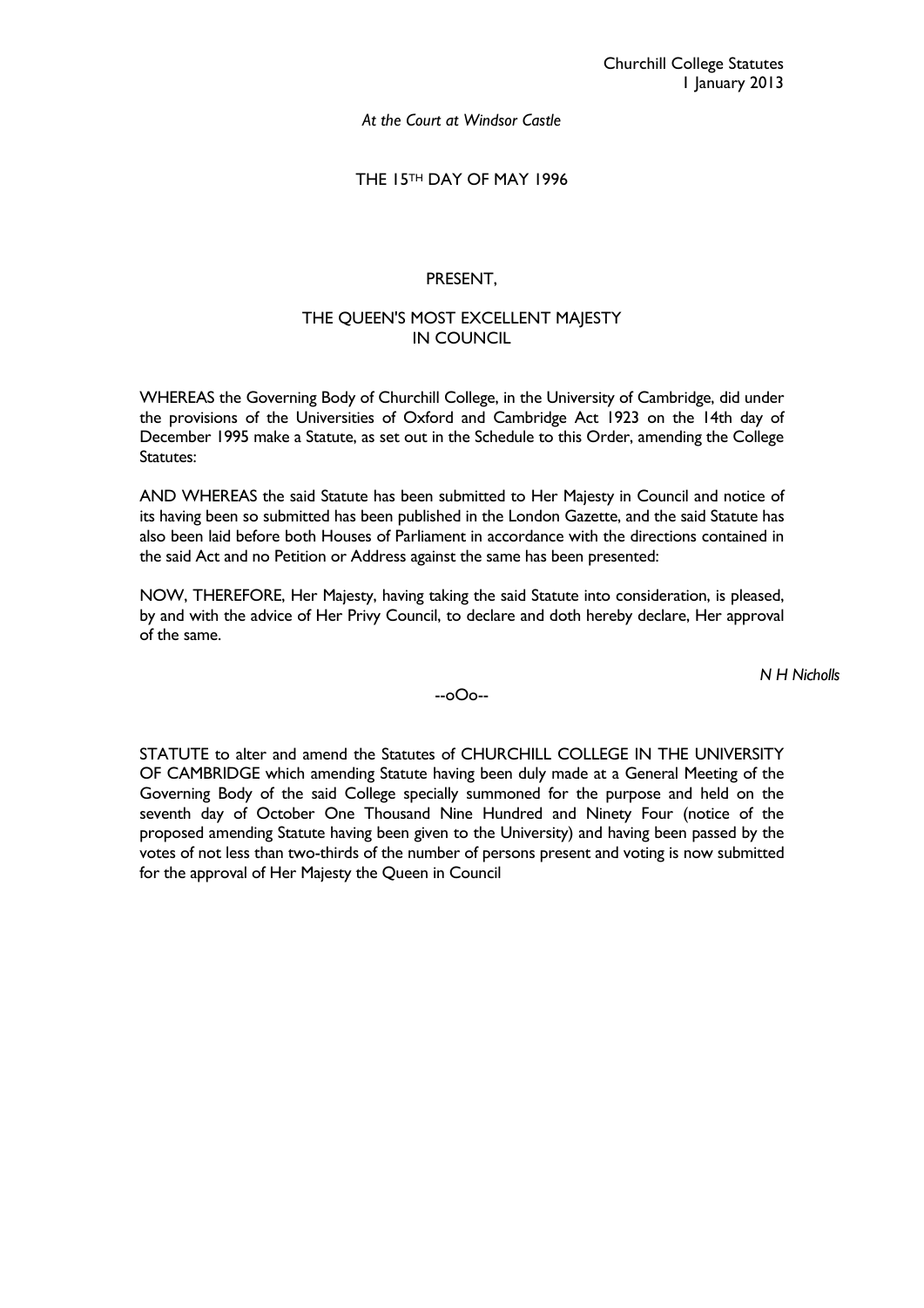*At the Court at Windsor Castle*

THE 15TH DAY OF MAY 1996

PRESENT,

THE QUEEN'S MOST EXCELLENT MAJESTY
IN COUNCIL

WHEREAS the Governing Body of Churchill College, in the University of Cambridge, did under the provisions of the Universities of Oxford and Cambridge Act 1923 on the 14th day of December 1995 make a Statute, as set out in the Schedule to this Order, amending the College Statutes:

AND WHEREAS the said Statute has been submitted to Her Majesty in Council and notice of its having been so submitted has been published in the London Gazette, and the said Statute has also been laid before both Houses of Parliament in accordance with the directions contained in the said Act and no Petition or Address against the same has been presented:

NOW, THEREFORE, Her Majesty, having taking the said Statute into consideration, is pleased, by and with the advice of Her Privy Council, to declare and doth hereby declare, Her approval of the same.

*N H Nicholls*

--oOo--

STATUTE to alter and amend the Statutes of CHURCHILL COLLEGE IN THE UNIVERSITY OF CAMBRIDGE which amending Statute having been duly made at a General Meeting of the Governing Body of the said College specially summoned for the purpose and held on the seventh day of October One Thousand Nine Hundred and Ninety Four (notice of the proposed amending Statute having been given to the University) and having been passed by the votes of not less than two-thirds of the number of persons present and voting is now submitted for the approval of Her Majesty the Queen in Council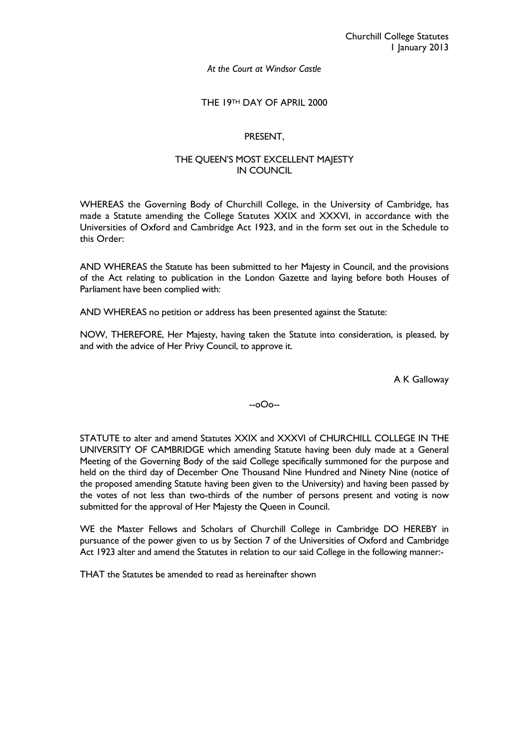*At the Court at Windsor Castle*

THE 19TH DAY OF APRIL 2000

PRESENT,

THE QUEEN'S MOST EXCELLENT MAJESTY
IN COUNCIL

WHEREAS the Governing Body of Churchill College, in the University of Cambridge, has made a Statute amending the College Statutes XXIX and XXXVI, in accordance with the Universities of Oxford and Cambridge Act 1923, and in the form set out in the Schedule to this Order:

AND WHEREAS the Statute has been submitted to her Majesty in Council, and the provisions of the Act relating to publication in the London Gazette and laying before both Houses of Parliament have been complied with:

AND WHEREAS no petition or address has been presented against the Statute:

NOW, THEREFORE, Her Majesty, having taken the Statute into consideration, is pleased, by and with the advice of Her Privy Council, to approve it.

A K Galloway

--oOo--

STATUTE to alter and amend Statutes XXIX and XXXVI of CHURCHILL COLLEGE IN THE UNIVERSITY OF CAMBRIDGE which amending Statute having been duly made at a General Meeting of the Governing Body of the said College specifically summoned for the purpose and held on the third day of December One Thousand Nine Hundred and Ninety Nine (notice of the proposed amending Statute having been given to the University) and having been passed by the votes of not less than two-thirds of the number of persons present and voting is now submitted for the approval of Her Majesty the Queen in Council.

WE the Master Fellows and Scholars of Churchill College in Cambridge DO HEREBY in pursuance of the power given to us by Section 7 of the Universities of Oxford and Cambridge Act 1923 alter and amend the Statutes in relation to our said College in the following manner:-

THAT the Statutes be amended to read as hereinafter shown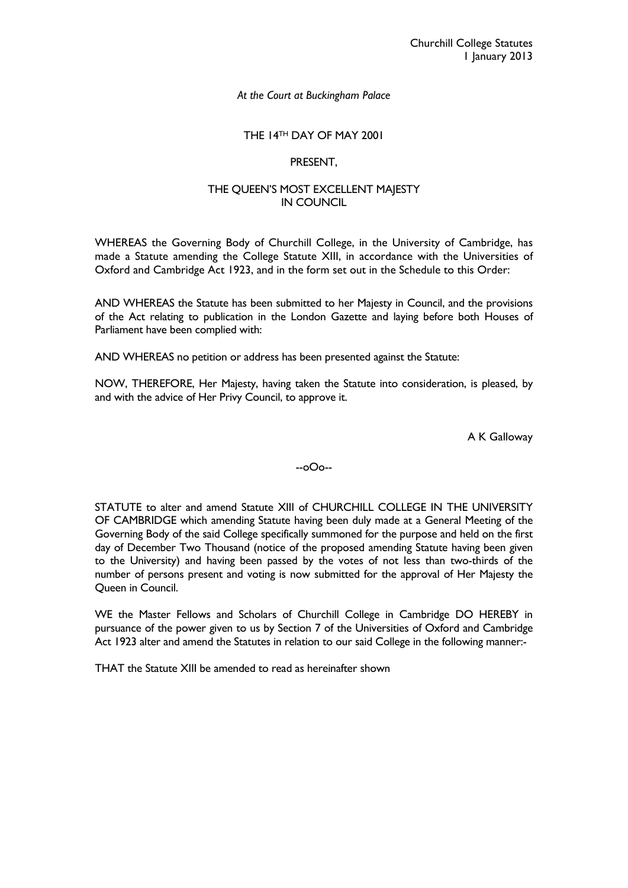*At the Court at Buckingham Palace*

THE 14TH DAY OF MAY 2001

PRESENT,

THE QUEEN'S MOST EXCELLENT MAJESTY
IN COUNCIL

WHEREAS the Governing Body of Churchill College, in the University of Cambridge, has made a Statute amending the College Statute XIII, in accordance with the Universities of Oxford and Cambridge Act 1923, and in the form set out in the Schedule to this Order:

AND WHEREAS the Statute has been submitted to her Majesty in Council, and the provisions of the Act relating to publication in the London Gazette and laying before both Houses of Parliament have been complied with:

AND WHEREAS no petition or address has been presented against the Statute:

NOW, THEREFORE, Her Majesty, having taken the Statute into consideration, is pleased, by and with the advice of Her Privy Council, to approve it.

A K Galloway

--oOo--

STATUTE to alter and amend Statute XIII of CHURCHILL COLLEGE IN THE UNIVERSITY OF CAMBRIDGE which amending Statute having been duly made at a General Meeting of the Governing Body of the said College specifically summoned for the purpose and held on the first day of December Two Thousand (notice of the proposed amending Statute having been given to the University) and having been passed by the votes of not less than two-thirds of the number of persons present and voting is now submitted for the approval of Her Majesty the Queen in Council.

WE the Master Fellows and Scholars of Churchill College in Cambridge DO HEREBY in pursuance of the power given to us by Section 7 of the Universities of Oxford and Cambridge Act 1923 alter and amend the Statutes in relation to our said College in the following manner:-

THAT the Statute XIII be amended to read as hereinafter shown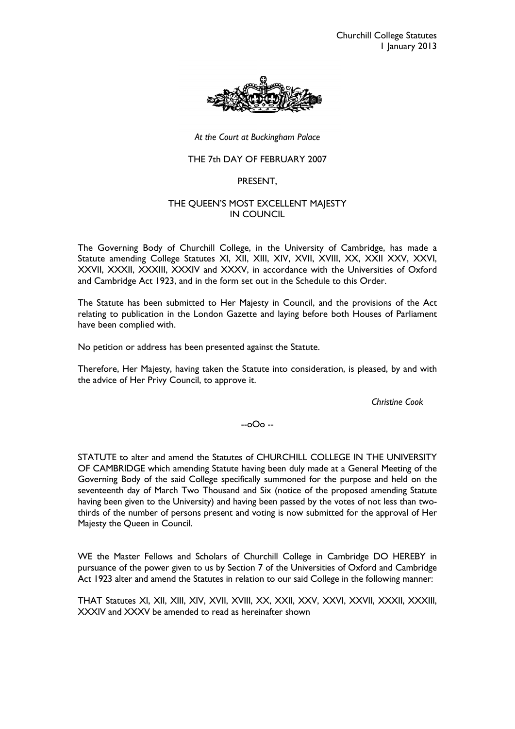*At the Court at Buckingham Palace*

THE 7th DAY OF FEBRUARY 2007

PRESENT,

THE QUEEN'S MOST EXCELLENT MAJESTY
IN COUNCIL

The Governing Body of Churchill College, in the University of Cambridge, has made a Statute amending College Statutes XI, XII, XIII, XIV, XVII, XVIII, XX, XXII XXV, XXVI, XXVII, XXXII, XXXIII, XXXIV and XXXV, in accordance with the Universities of Oxford and Cambridge Act 1923, and in the form set out in the Schedule to this Order.

The Statute has been submitted to Her Majesty in Council, and the provisions of the Act relating to publication in the London Gazette and laying before both Houses of Parliament have been complied with.

No petition or address has been presented against the Statute.

Therefore, Her Majesty, having taken the Statute into consideration, is pleased, by and with the advice of Her Privy Council, to approve it.

*Christine Cook*

--oOo --

STATUTE to alter and amend the Statutes of CHURCHILL COLLEGE IN THE UNIVERSITY OF CAMBRIDGE which amending Statute having been duly made at a General Meeting of the Governing Body of the said College specifically summoned for the purpose and held on the seventeenth day of March Two Thousand and Six (notice of the proposed amending Statute having been given to the University) and having been passed by the votes of not less than two-thirds of the number of persons present and voting is now submitted for the approval of Her Majesty the Queen in Council.

WE the Master Fellows and Scholars of Churchill College in Cambridge DO HEREBY in pursuance of the power given to us by Section 7 of the Universities of Oxford and Cambridge Act 1923 alter and amend the Statutes in relation to our said College in the following manner:

THAT Statutes XI, XII, XIII, XIV, XVII, XVIII, XX, XXII, XXV, XXVI, XXVII, XXXII, XXXIII, XXXIV and XXXV be amended to read as hereinafter shown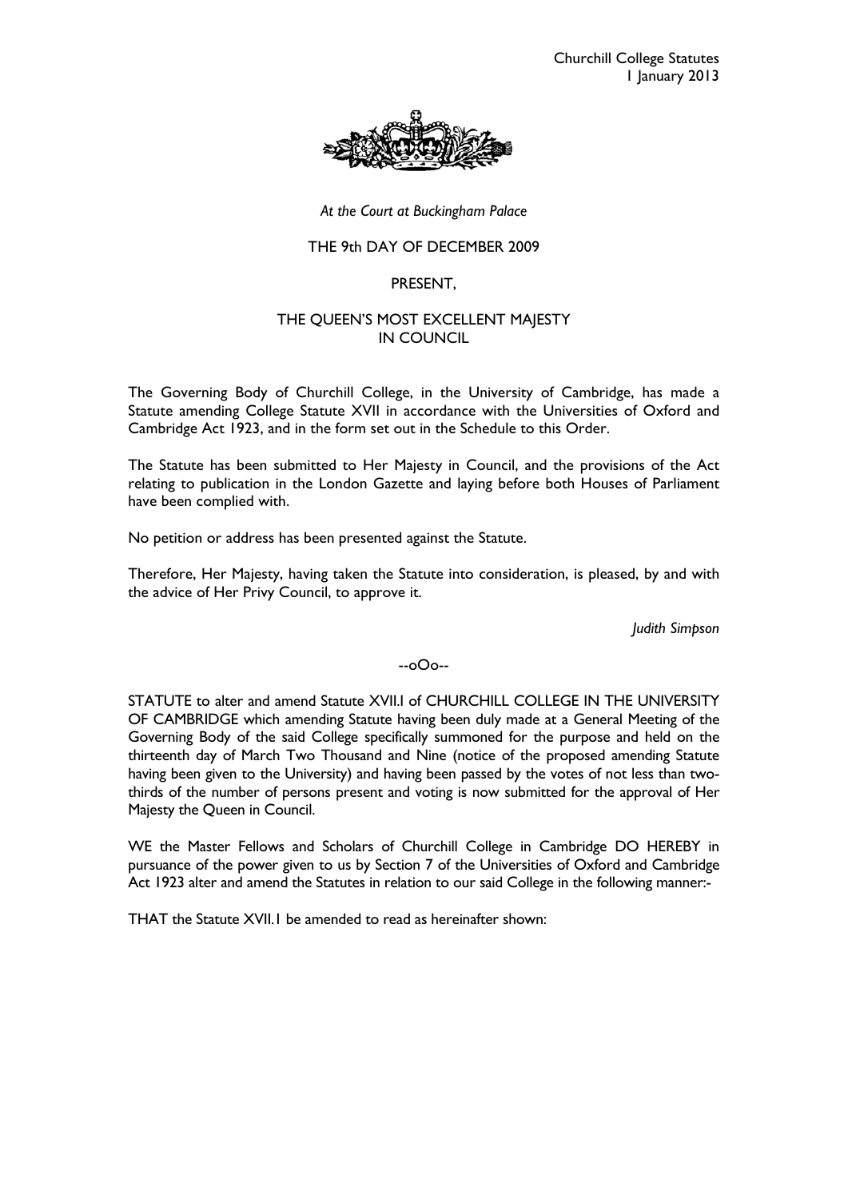*At the Court at Buckingham Palace*

THE 9th DAY OF DECEMBER 2009

PRESENT,

THE QUEEN'S MOST EXCELLENT MAJESTY
IN COUNCIL

The Governing Body of Churchill College, in the University of Cambridge, has made a Statute amending College Statute XVII in accordance with the Universities of Oxford and Cambridge Act 1923, and in the form set out in the Schedule to this Order.

The Statute has been submitted to Her Majesty in Council, and the provisions of the Act relating to publication in the London Gazette and laying before both Houses of Parliament have been complied with.

No petition or address has been presented against the Statute.

Therefore, Her Majesty, having taken the Statute into consideration, is pleased, by and with the advice of Her Privy Council, to approve it.

*Judith Simpson*

--oOo--

STATUTE to alter and amend Statute XVII.I of CHURCHILL COLLEGE IN THE UNIVERSITY OF CAMBRIDGE which amending Statute having been duly made at a General Meeting of the Governing Body of the said College specifically summoned for the purpose and held on the thirteenth day of March Two Thousand and Nine (notice of the proposed amending Statute having been given to the University) and having been passed by the votes of not less than two-thirds of the number of persons present and voting is now submitted for the approval of Her Majesty the Queen in Council.

WE the Master Fellows and Scholars of Churchill College in Cambridge DO HEREBY in pursuance of the power given to us by Section 7 of the Universities of Oxford and Cambridge Act 1923 alter and amend the Statutes in relation to our said College in the following manner:-

THAT the Statute XVII.1 be amended to read as hereinafter shown: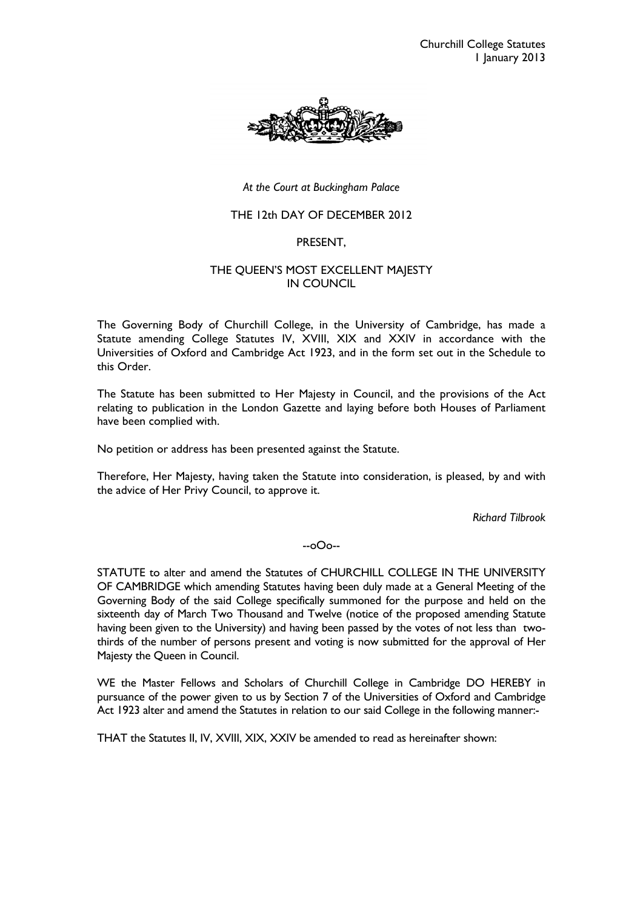*At the Court at Buckingham Palace*

THE 12th DAY OF DECEMBER 2012

PRESENT,

THE QUEEN'S MOST EXCELLENT MAJESTY
IN COUNCIL

The Governing Body of Churchill College, in the University of Cambridge, has made a Statute amending College Statutes IV, XVIII, XIX and XXIV in accordance with the Universities of Oxford and Cambridge Act 1923, and in the form set out in the Schedule to this Order.

The Statute has been submitted to Her Majesty in Council, and the provisions of the Act relating to publication in the London Gazette and laying before both Houses of Parliament have been complied with.

No petition or address has been presented against the Statute.

Therefore, Her Majesty, having taken the Statute into consideration, is pleased, by and with the advice of Her Privy Council, to approve it.

*Richard Tilbrook*

--oOo--

STATUTE to alter and amend the Statutes of CHURCHILL COLLEGE IN THE UNIVERSITY OF CAMBRIDGE which amending Statutes having been duly made at a General Meeting of the Governing Body of the said College specifically summoned for the purpose and held on the sixteenth day of March Two Thousand and Twelve (notice of the proposed amending Statute having been given to the University) and having been passed by the votes of not less than two-thirds of the number of persons present and voting is now submitted for the approval of Her Majesty the Queen in Council.

WE the Master Fellows and Scholars of Churchill College in Cambridge DO HEREBY in pursuance of the power given to us by Section 7 of the Universities of Oxford and Cambridge Act 1923 alter and amend the Statutes in relation to our said College in the following manner:-

THAT the Statutes II, IV, XVIII, XIX, XXIV be amended to read as hereinafter shown: